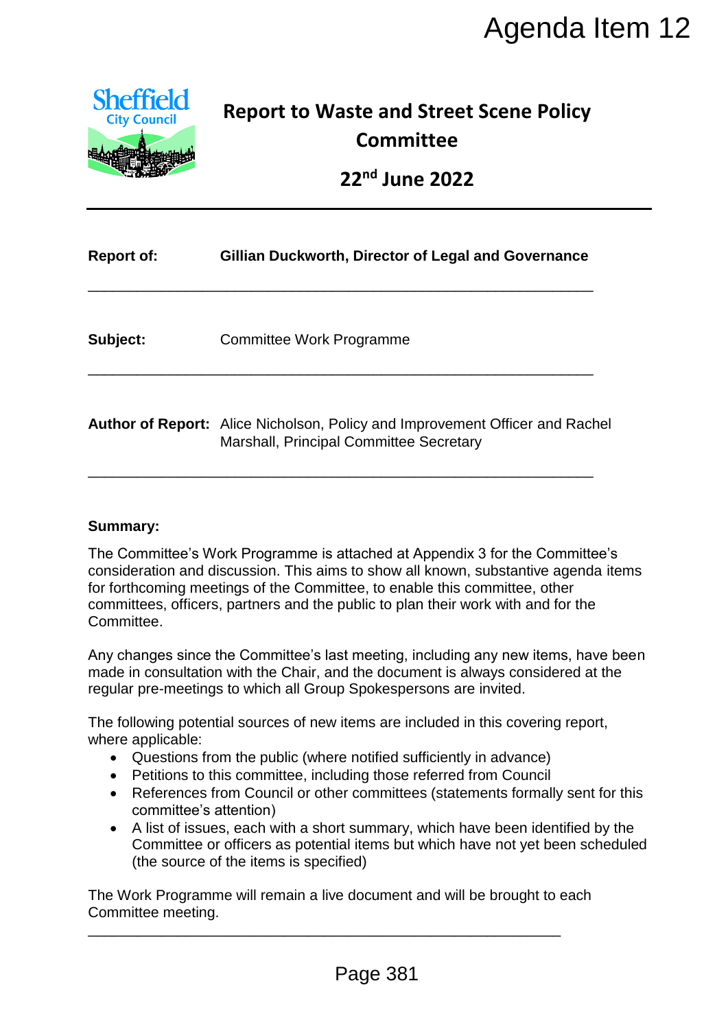# Agenda Item 12

## Report to Waste and Street Scene Policy Committee

## 22nd June 2022

**Report of:** **Gillian Duckworth, Director of Legal and Governance**

---

**Subject:** Committee Work Programme

---

**Author of Report:** Alice Nicholson, Policy and Improvement Officer and Rachel Marshall, Principal Committee Secretary

---

**Summary:**

The Committee's Work Programme is attached at Appendix 3 for the Committee's consideration and discussion. This aims to show all known, substantive agenda items for forthcoming meetings of the Committee, to enable this committee, other committees, officers, partners and the public to plan their work with and for the Committee.

Any changes since the Committee's last meeting, including any new items, have been made in consultation with the Chair, and the document is always considered at the regular pre-meetings to which all Group Spokespersons are invited.

The following potential sources of new items are included in this covering report, where applicable:

- Questions from the public (where notified sufficiently in advance)
- Petitions to this committee, including those referred from Council
- References from Council or other committees (statements formally sent for this committee's attention)
- A list of issues, each with a short summary, which have been identified by the Committee or officers as potential items but which have not yet been scheduled (the source of the items is specified)

The Work Programme will remain a live document and will be brought to each Committee meeting.

---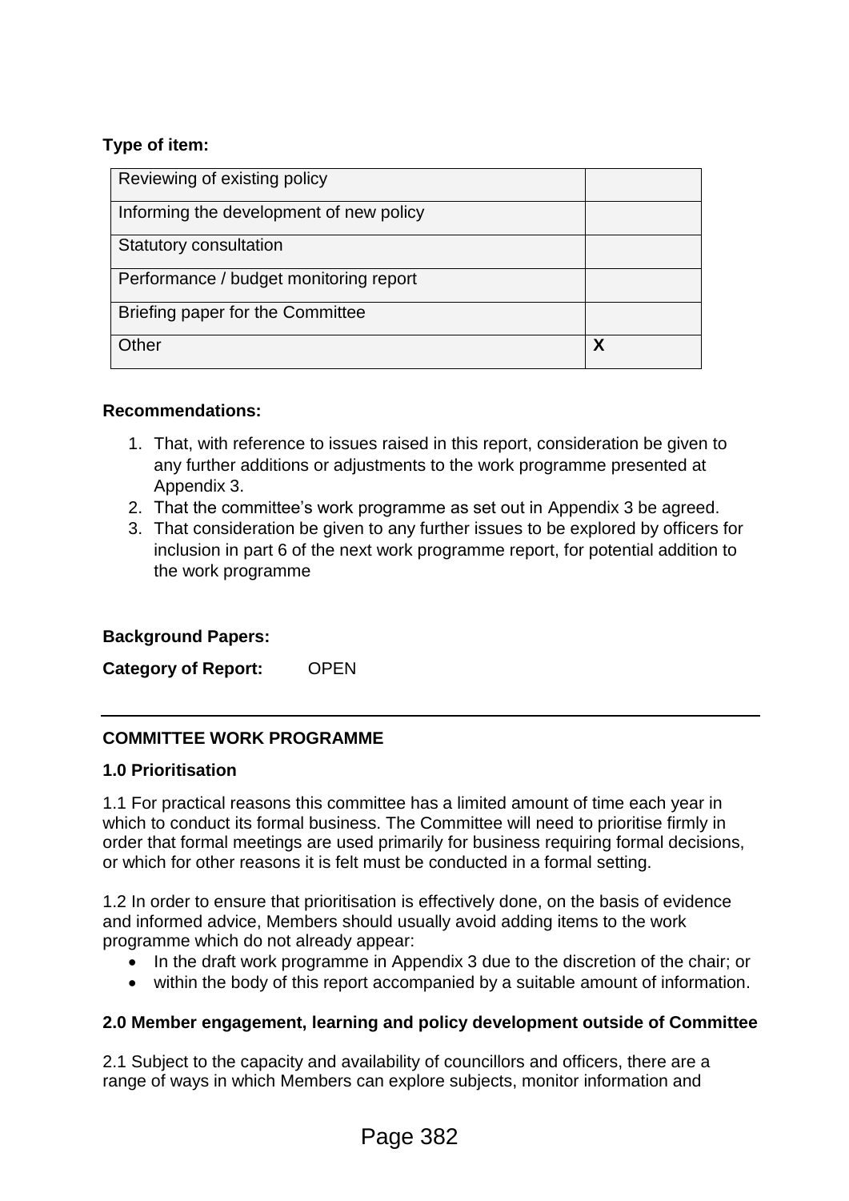**Type of item:**

| | |
|---|---|
| Reviewing of existing policy | |
| Informing the development of new policy | |
| Statutory consultation | |
| Performance / budget monitoring report | |
| Briefing paper for the Committee | |
| Other | **X** |

**Recommendations:**

1. That, with reference to issues raised in this report, consideration be given to any further additions or adjustments to the work programme presented at Appendix 3.
2. That the committee's work programme as set out in Appendix 3 be agreed.
3. That consideration be given to any further issues to be explored by officers for inclusion in part 6 of the next work programme report, for potential addition to the work programme

**Background Papers:**

**Category of Report:** OPEN

---

**COMMITTEE WORK PROGRAMME**

**1.0 Prioritisation**

1.1 For practical reasons this committee has a limited amount of time each year in which to conduct its formal business. The Committee will need to prioritise firmly in order that formal meetings are used primarily for business requiring formal decisions, or which for other reasons it is felt must be conducted in a formal setting.

1.2 In order to ensure that prioritisation is effectively done, on the basis of evidence and informed advice, Members should usually avoid adding items to the work programme which do not already appear:

- In the draft work programme in Appendix 3 due to the discretion of the chair; or
- within the body of this report accompanied by a suitable amount of information.

**2.0 Member engagement, learning and policy development outside of Committee**

2.1 Subject to the capacity and availability of councillors and officers, there are a range of ways in which Members can explore subjects, monitor information and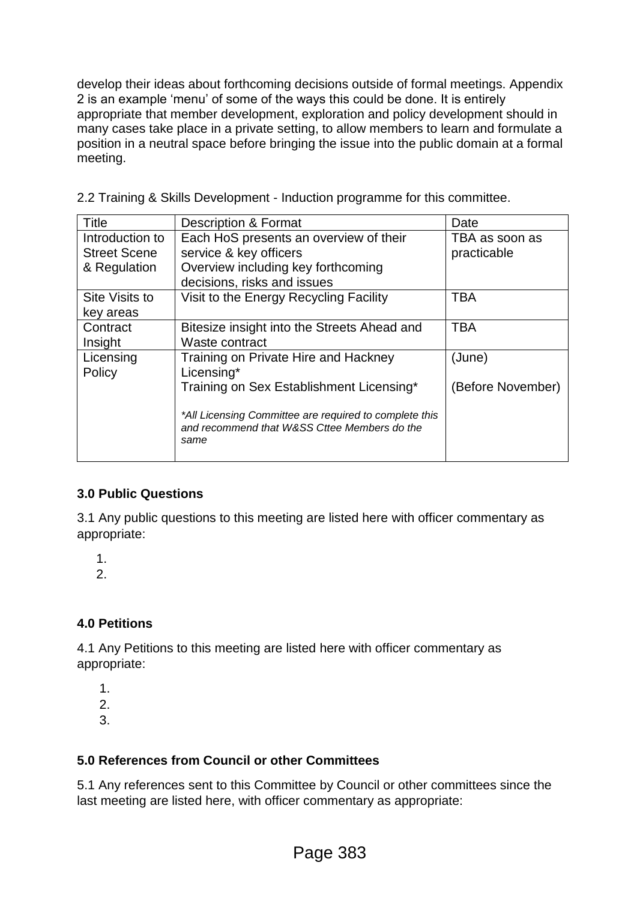develop their ideas about forthcoming decisions outside of formal meetings. Appendix 2 is an example 'menu' of some of the ways this could be done. It is entirely appropriate that member development, exploration and policy development should in many cases take place in a private setting, to allow members to learn and formulate a position in a neutral space before bringing the issue into the public domain at a formal meeting.

2.2 Training & Skills Development - Induction programme for this committee.

| Title | Description & Format | Date |
|---|---|---|
| Introduction to Street Scene & Regulation | Each HoS presents an overview of their service & key officers<br>Overview including key forthcoming decisions, risks and issues | TBA as soon as practicable |
| Site Visits to key areas | Visit to the Energy Recycling Facility | TBA |
| Contract Insight | Bitesize insight into the Streets Ahead and Waste contract | TBA |
| Licensing Policy | Training on Private Hire and Hackney Licensing*<br>Training on Sex Establishment Licensing*<br><br>*\*All Licensing Committee are required to complete this and recommend that W&SS Cttee Members do the same* | (June)<br><br>(Before November) |

### 3.0 Public Questions

3.1 Any public questions to this meeting are listed here with officer commentary as appropriate:

1. 
2. 

### 4.0 Petitions

4.1 Any Petitions to this meeting are listed here with officer commentary as appropriate:

1. 
2. 
3. 

### 5.0 References from Council or other Committees

5.1 Any references sent to this Committee by Council or other committees since the last meeting are listed here, with officer commentary as appropriate: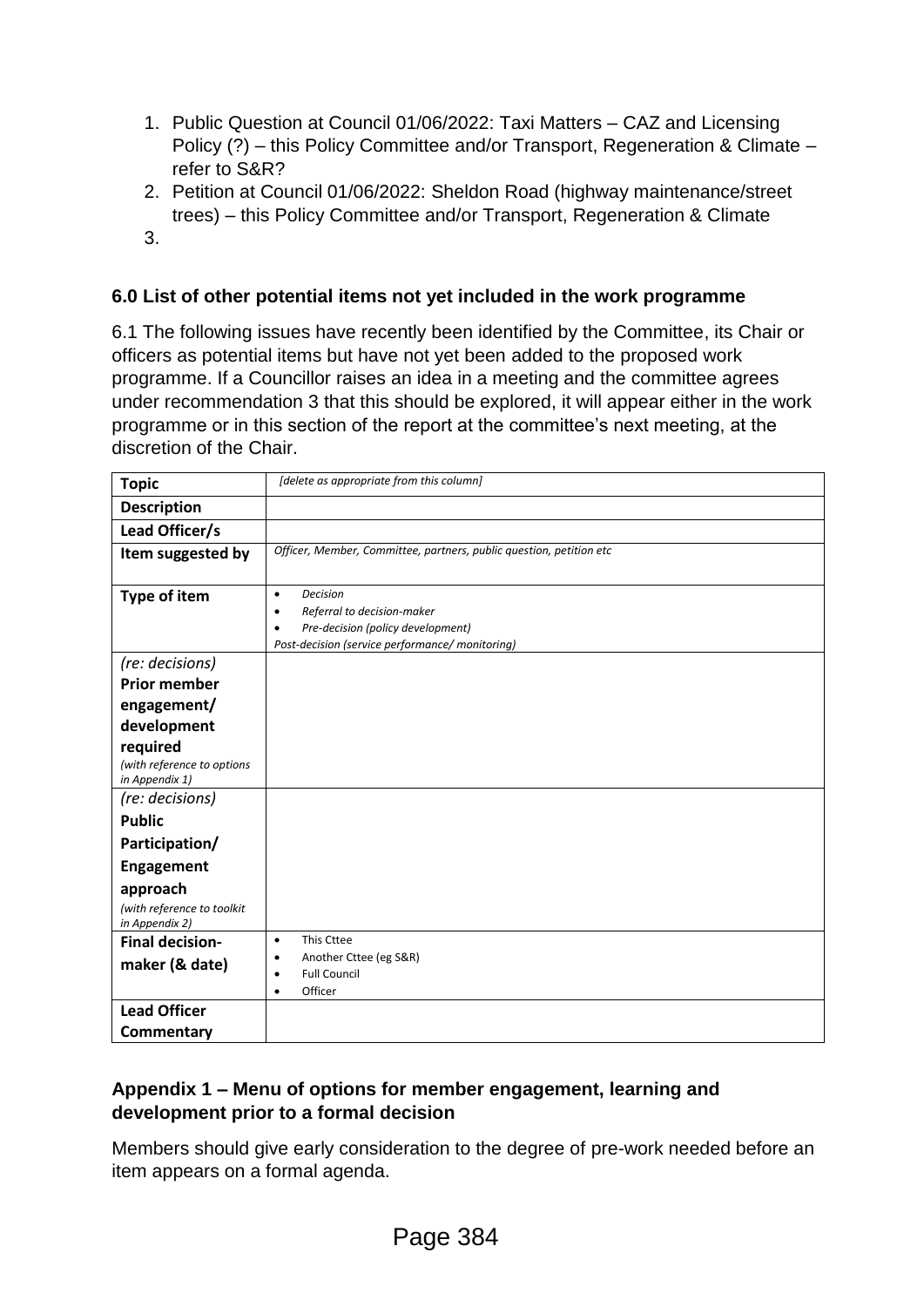1. Public Question at Council 01/06/2022: Taxi Matters – CAZ and Licensing Policy (?) – this Policy Committee and/or Transport, Regeneration & Climate – refer to S&R?
2. Petition at Council 01/06/2022: Sheldon Road (highway maintenance/street trees) – this Policy Committee and/or Transport, Regeneration & Climate
3.

### 6.0 List of other potential items not yet included in the work programme

6.1 The following issues have recently been identified by the Committee, its Chair or officers as potential items but have not yet been added to the proposed work programme. If a Councillor raises an idea in a meeting and the committee agrees under recommendation 3 that this should be explored, it will appear either in the work programme or in this section of the report at the committee's next meeting, at the discretion of the Chair.

| **Topic** | *[delete as appropriate from this column]* |
|---|---|
| **Description** | |
| **Lead Officer/s** | |
| **Item suggested by** | *Officer, Member, Committee, partners, public question, petition etc* |
| **Type of item** | • *Decision*<br>• *Referral to decision-maker*<br>• *Pre-decision (policy development)*<br>*Post-decision (service performance/ monitoring)* |
| *(re: decisions)* **Prior member engagement/ development required** *(with reference to options in Appendix 1)* | |
| *(re: decisions)* **Public Participation/ Engagement approach** *(with reference to toolkit in Appendix 2)* | |
| **Final decision-maker (& date)** | • This Cttee<br>• Another Cttee (eg S&R)<br>• Full Council<br>• Officer |
| **Lead Officer Commentary** | |

### Appendix 1 – Menu of options for member engagement, learning and development prior to a formal decision

Members should give early consideration to the degree of pre-work needed before an item appears on a formal agenda.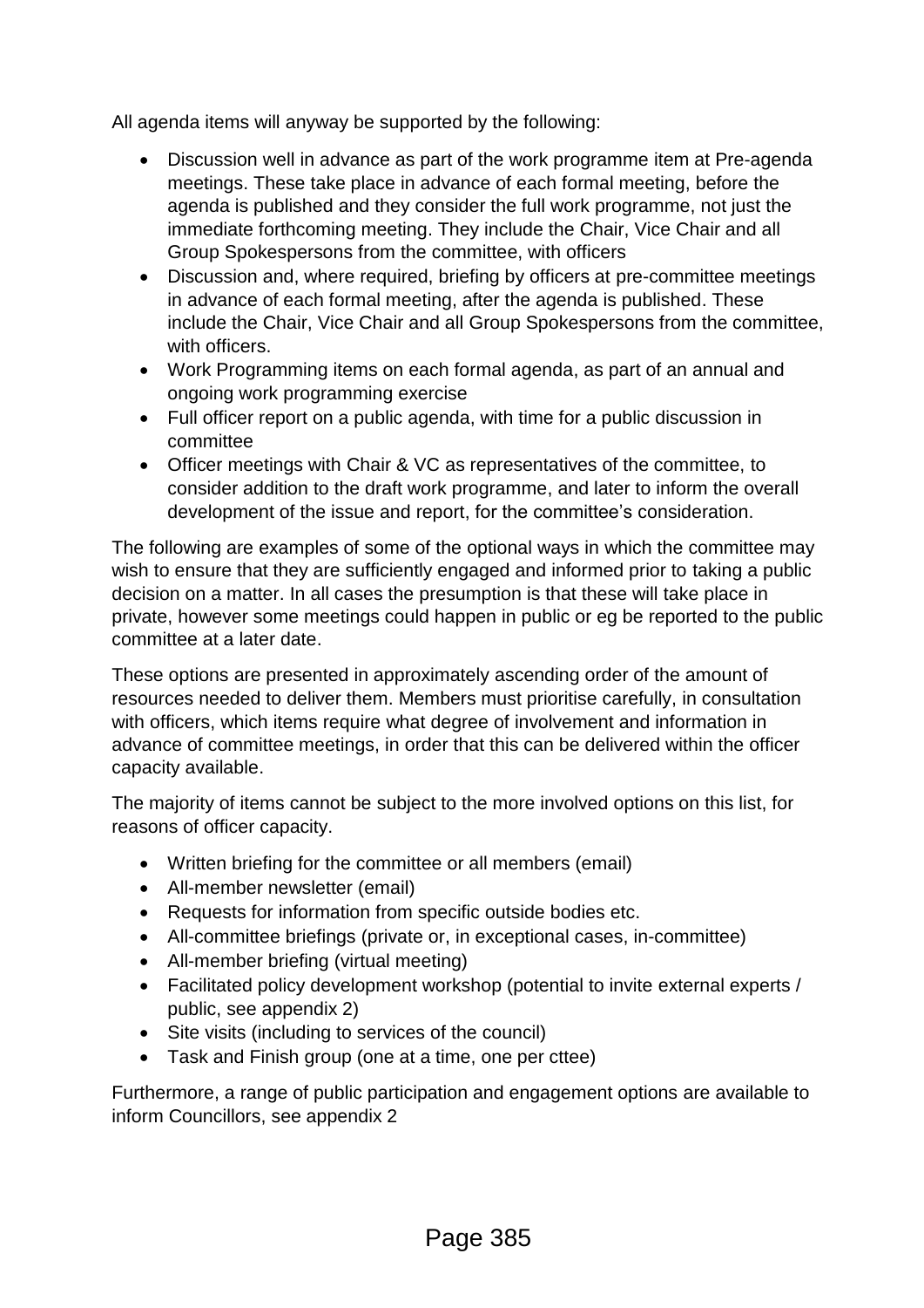All agenda items will anyway be supported by the following:

- Discussion well in advance as part of the work programme item at Pre-agenda meetings. These take place in advance of each formal meeting, before the agenda is published and they consider the full work programme, not just the immediate forthcoming meeting. They include the Chair, Vice Chair and all Group Spokespersons from the committee, with officers
- Discussion and, where required, briefing by officers at pre-committee meetings in advance of each formal meeting, after the agenda is published. These include the Chair, Vice Chair and all Group Spokespersons from the committee, with officers.
- Work Programming items on each formal agenda, as part of an annual and ongoing work programming exercise
- Full officer report on a public agenda, with time for a public discussion in committee
- Officer meetings with Chair & VC as representatives of the committee, to consider addition to the draft work programme, and later to inform the overall development of the issue and report, for the committee's consideration.

The following are examples of some of the optional ways in which the committee may wish to ensure that they are sufficiently engaged and informed prior to taking a public decision on a matter. In all cases the presumption is that these will take place in private, however some meetings could happen in public or eg be reported to the public committee at a later date.

These options are presented in approximately ascending order of the amount of resources needed to deliver them. Members must prioritise carefully, in consultation with officers, which items require what degree of involvement and information in advance of committee meetings, in order that this can be delivered within the officer capacity available.

The majority of items cannot be subject to the more involved options on this list, for reasons of officer capacity.

- Written briefing for the committee or all members (email)
- All-member newsletter (email)
- Requests for information from specific outside bodies etc.
- All-committee briefings (private or, in exceptional cases, in-committee)
- All-member briefing (virtual meeting)
- Facilitated policy development workshop (potential to invite external experts / public, see appendix 2)
- Site visits (including to services of the council)
- Task and Finish group (one at a time, one per cttee)

Furthermore, a range of public participation and engagement options are available to inform Councillors, see appendix 2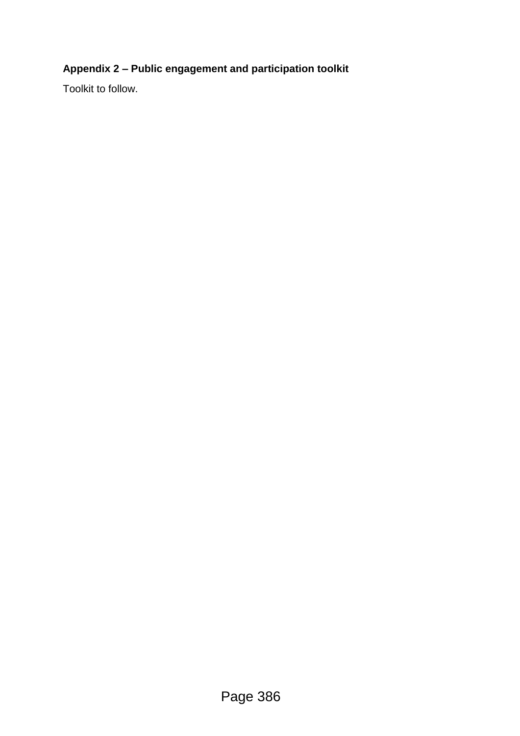**Appendix 2 – Public engagement and participation toolkit**

Toolkit to follow.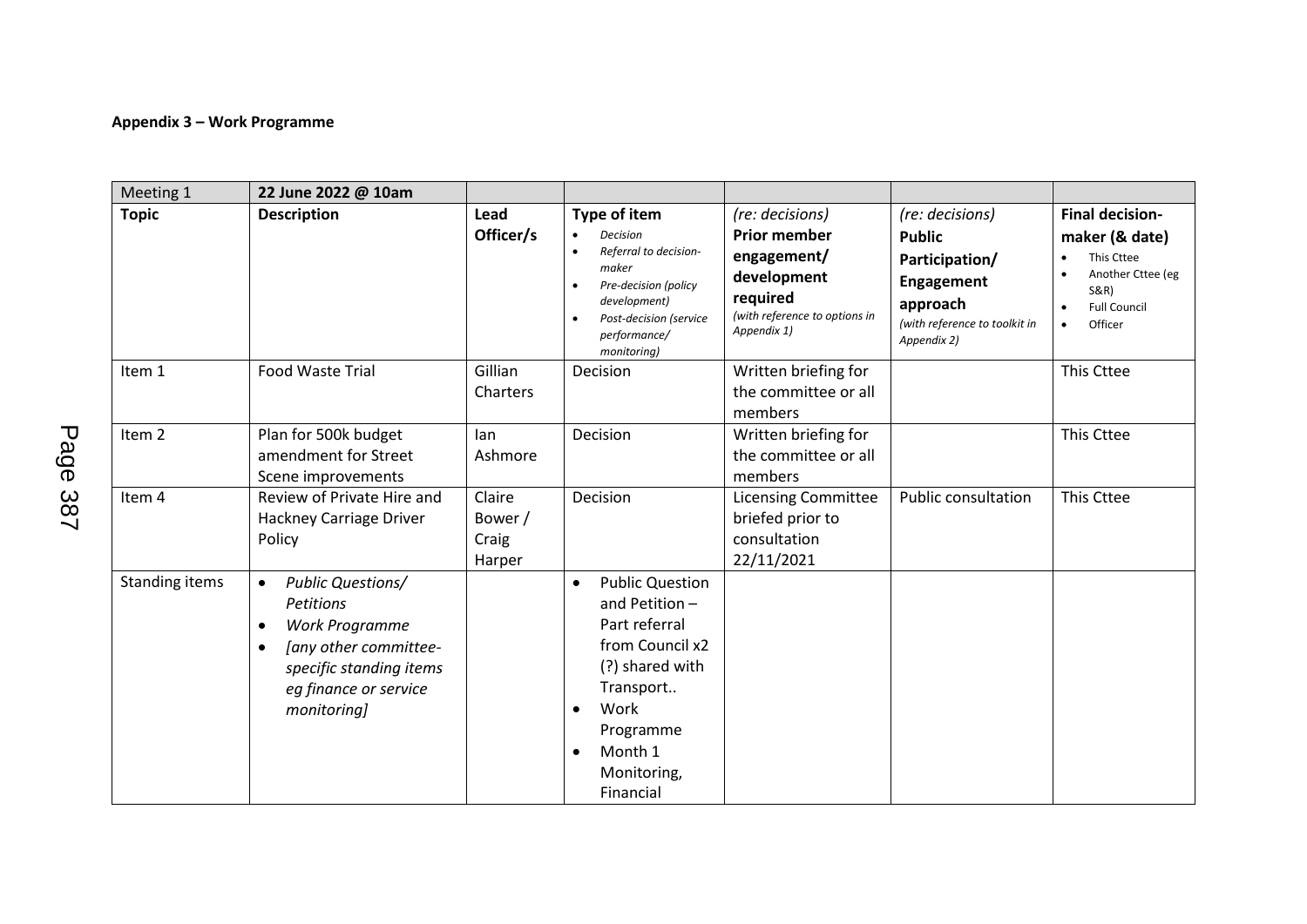**Appendix 3 – Work Programme**

| Meeting 1 | **22 June 2022 @ 10am** | | | | | |
|---|---|---|---|---|---|---|
| **Topic** | **Description** | **Lead Officer/s** | **Type of item**<br>• *Decision*<br>• *Referral to decision-maker*<br>• *Pre-decision (policy development)*<br>• *Post-decision (service performance/ monitoring)* | *(re: decisions)*<br>**Prior member engagement/ development required**<br>*(with reference to options in Appendix 1)* | *(re: decisions)*<br>**Public Participation/ Engagement approach**<br>*(with reference to toolkit in Appendix 2)* | **Final decision-maker (& date)**<br>• This Cttee<br>• Another Cttee (eg S&R)<br>• Full Council<br>• Officer |
| Item 1 | Food Waste Trial | Gillian Charters | Decision | Written briefing for the committee or all members | | This Cttee |
| Item 2 | Plan for 500k budget amendment for Street Scene improvements | Ian Ashmore | Decision | Written briefing for the committee or all members | | This Cttee |
| Item 4 | Review of Private Hire and Hackney Carriage Driver Policy | Claire Bower / Craig Harper | Decision | Licensing Committee briefed prior to consultation 22/11/2021 | Public consultation | This Cttee |
| Standing items | • *Public Questions/ Petitions*<br>• *Work Programme*<br>• *[any other committee-specific standing items eg finance or service monitoring]* | | • Public Question and Petition – Part referral from Council x2 (?) shared with Transport..<br>• Work Programme<br>• Month 1 Monitoring, Financial | | | |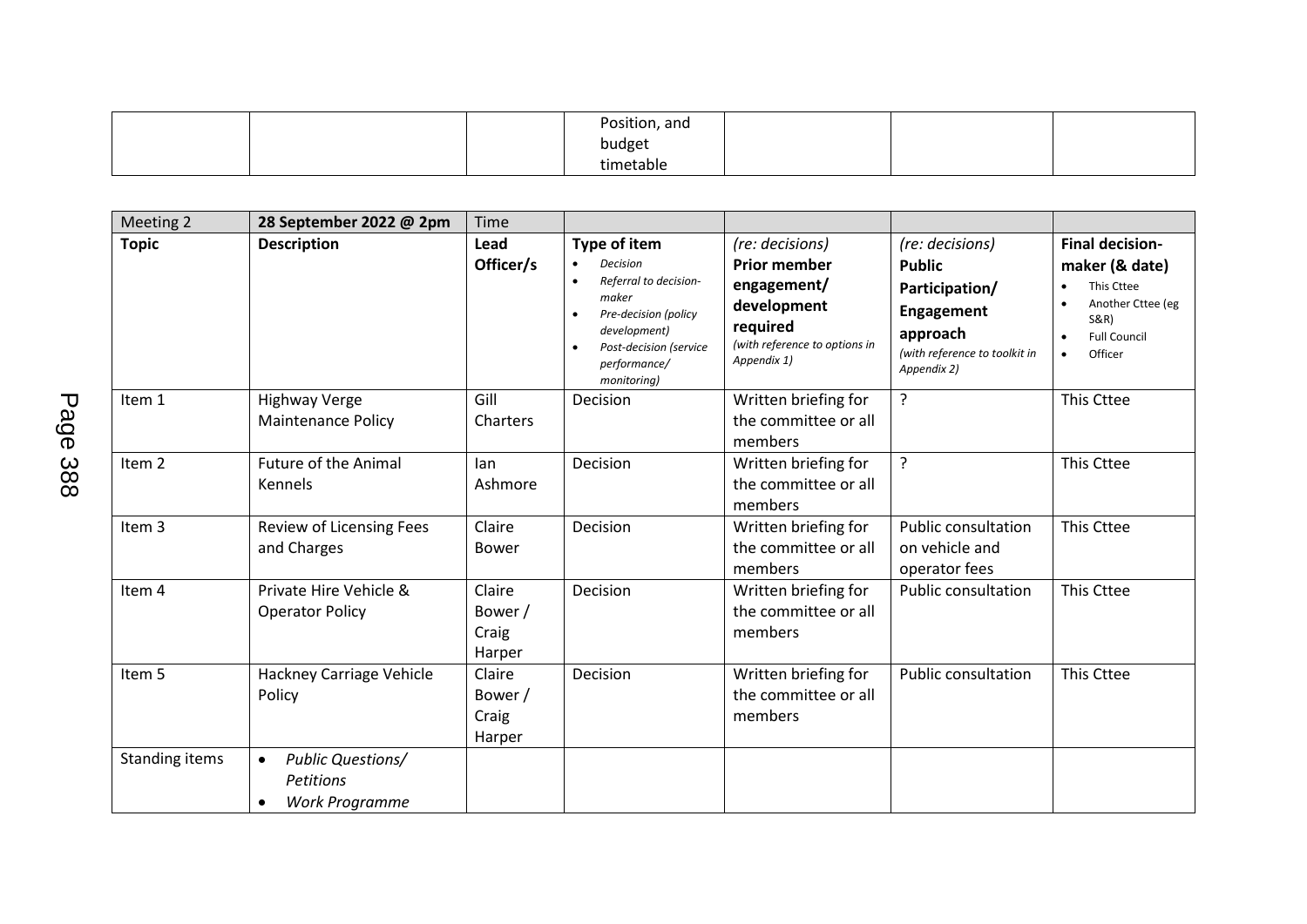| | | | Position, and budget timetable | | | |
|---|---|---|---|---|---|---|

| Meeting 2 | **28 September 2022 @ 2pm** | Time | | | | |
|---|---|---|---|---|---|---|
| **Topic** | **Description** | **Lead Officer/s** | **Type of item**<br>• *Decision*<br>• *Referral to decision-maker*<br>• *Pre-decision (policy development)*<br>• *Post-decision (service performance/ monitoring)* | *(re: decisions)*<br>**Prior member engagement/ development required**<br>*(with reference to options in Appendix 1)* | *(re: decisions)*<br>**Public Participation/ Engagement approach**<br>*(with reference to toolkit in Appendix 2)* | **Final decision-maker (& date)**<br>• This Cttee<br>• Another Cttee (eg S&R)<br>• Full Council<br>• Officer |
| Item 1 | Highway Verge Maintenance Policy | Gill Charters | Decision | Written briefing for the committee or all members | ? | This Cttee |
| Item 2 | Future of the Animal Kennels | Ian Ashmore | Decision | Written briefing for the committee or all members | ? | This Cttee |
| Item 3 | Review of Licensing Fees and Charges | Claire Bower | Decision | Written briefing for the committee or all members | Public consultation on vehicle and operator fees | This Cttee |
| Item 4 | Private Hire Vehicle & Operator Policy | Claire Bower / Craig Harper | Decision | Written briefing for the committee or all members | Public consultation | This Cttee |
| Item 5 | Hackney Carriage Vehicle Policy | Claire Bower / Craig Harper | Decision | Written briefing for the committee or all members | Public consultation | This Cttee |
| Standing items | • *Public Questions/ Petitions*<br>• *Work Programme* | | | | | |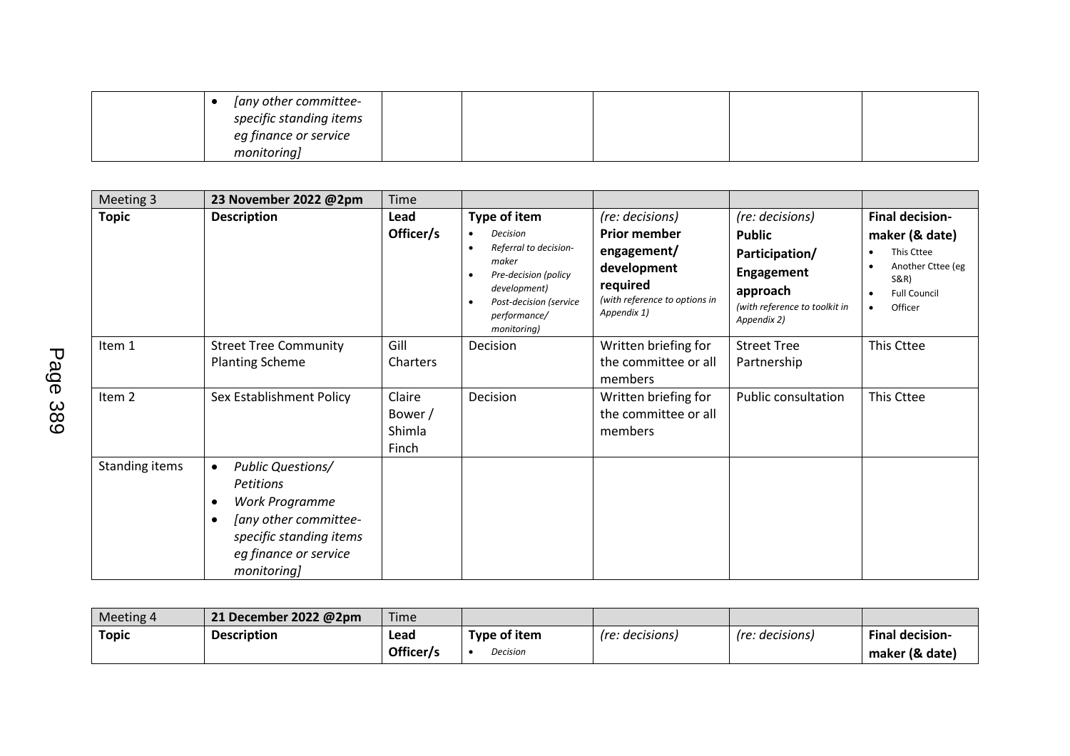| | • *[any other committee-specific standing items eg finance or service monitoring]* | | | | | |
|---|---|---|---|---|---|---|

| Meeting 3 | **23 November 2022 @2pm** | Time | | | | |
|---|---|---|---|---|---|---|
| **Topic** | **Description** | **Lead Officer/s** | **Type of item**<br>• *Decision*<br>• *Referral to decision-maker*<br>• *Pre-decision (policy development)*<br>• *Post-decision (service performance/ monitoring)* | *(re: decisions)*<br>**Prior member engagement/ development required**<br>*(with reference to options in Appendix 1)* | *(re: decisions)*<br>**Public Participation/ Engagement approach**<br>*(with reference to toolkit in Appendix 2)* | **Final decision-maker (& date)**<br>• This Cttee<br>• Another Cttee (eg S&R)<br>• Full Council<br>• Officer |
| Item 1 | Street Tree Community Planting Scheme | Gill Charters | Decision | Written briefing for the committee or all members | Street Tree Partnership | This Cttee |
| Item 2 | Sex Establishment Policy | Claire Bower / Shimla Finch | Decision | Written briefing for the committee or all members | Public consultation | This Cttee |
| Standing items | • *Public Questions/ Petitions*<br>• *Work Programme*<br>• *[any other committee-specific standing items eg finance or service monitoring]* | | | | | |

| Meeting 4 | **21 December 2022 @2pm** | Time | | | | |
|---|---|---|---|---|---|---|
| **Topic** | **Description** | **Lead Officer/s** | **Type of item**<br>• *Decision* | *(re: decisions)* | *(re: decisions)* | **Final decision-maker (& date)** |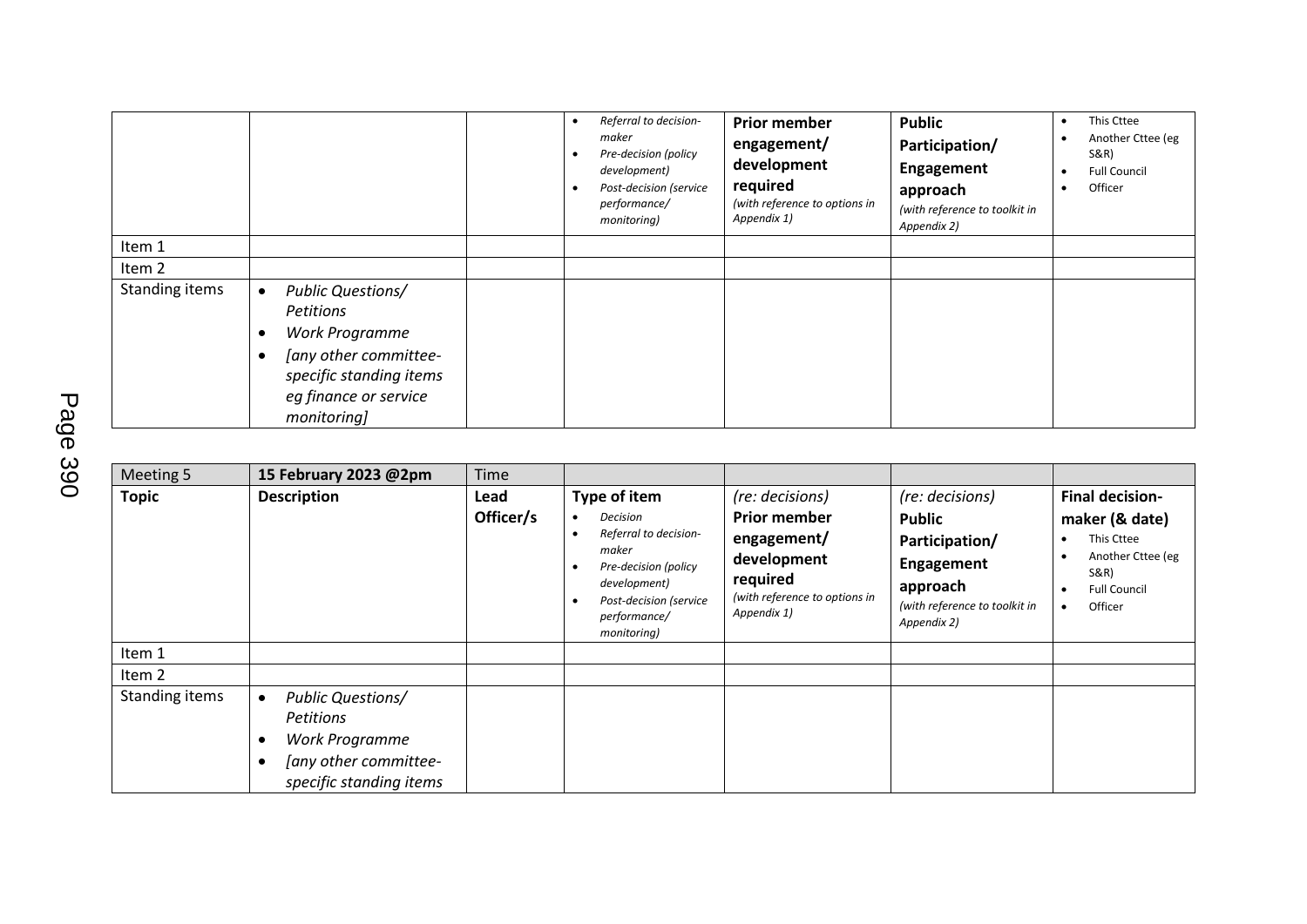| | | | • Referral to decision-maker<br>• Pre-decision (policy development)<br>• Post-decision (service performance/ monitoring) | **Prior member engagement/ development required**<br>*(with reference to options in Appendix 1)* | **Public Participation/ Engagement approach**<br>*(with reference to toolkit in Appendix 2)* | • This Cttee<br>• Another Cttee (eg S&R)<br>• Full Council<br>• Officer |
|---|---|---|---|---|---|---|
| Item 1 | | | | | | |
| Item 2 | | | | | | |
| Standing items | • *Public Questions/ Petitions*<br>• *Work Programme*<br>• *[any other committee-specific standing items eg finance or service monitoring]* | | | | | |

| Meeting 5 | **15 February 2023 @2pm** | Time | | | | |
|---|---|---|---|---|---|---|
| **Topic** | **Description** | **Lead Officer/s** | **Type of item**<br>• *Decision*<br>• *Referral to decision-maker*<br>• *Pre-decision (policy development)*<br>• *Post-decision (service performance/ monitoring)* | *(re: decisions)*<br>**Prior member engagement/ development required**<br>*(with reference to options in Appendix 1)* | *(re: decisions)*<br>**Public Participation/ Engagement approach**<br>*(with reference to toolkit in Appendix 2)* | **Final decision-maker (& date)**<br>• This Cttee<br>• Another Cttee (eg S&R)<br>• Full Council<br>• Officer |
| Item 1 | | | | | | |
| Item 2 | | | | | | |
| Standing items | • *Public Questions/ Petitions*<br>• *Work Programme*<br>• *[any other committee-specific standing items* | | | | | |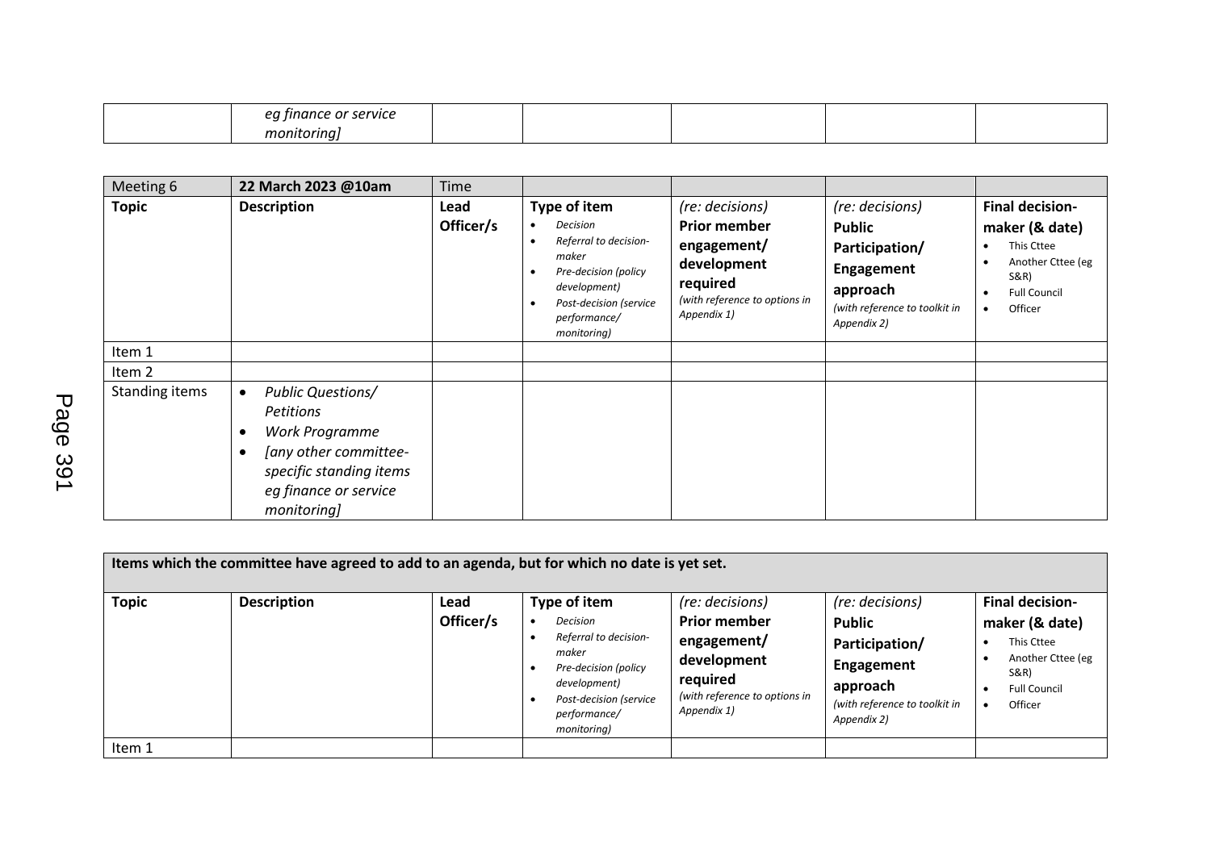| | *eg finance or service monitoring]* | | | | | |
|---|---|---|---|---|---|---|

| Meeting 6 | **22 March 2023 @10am** | Time | | | | |
|---|---|---|---|---|---|---|
| **Topic** | **Description** | **Lead Officer/s** | **Type of item**<br>• *Decision*<br>• *Referral to decision-maker*<br>• *Pre-decision (policy development)*<br>• *Post-decision (service performance/ monitoring)* | *(re: decisions)* **Prior member engagement/ development required** *(with reference to options in Appendix 1)* | *(re: decisions)* **Public Participation/ Engagement approach** *(with reference to toolkit in Appendix 2)* | **Final decision-maker (& date)**<br>• This Cttee<br>• Another Cttee (eg S&R)<br>• Full Council<br>• Officer |
| Item 1 | | | | | | |
| Item 2 | | | | | | |
| Standing items | • *Public Questions/ Petitions*<br>• *Work Programme*<br>• *[any other committee-specific standing items eg finance or service monitoring]* | | | | | |

| **Items which the committee have agreed to add to an agenda, but for which no date is yet set.** | | | | | | |
|---|---|---|---|---|---|---|
| **Topic** | **Description** | **Lead Officer/s** | **Type of item**<br>• *Decision*<br>• *Referral to decision-maker*<br>• *Pre-decision (policy development)*<br>• *Post-decision (service performance/ monitoring)* | *(re: decisions)* **Prior member engagement/ development required** *(with reference to options in Appendix 1)* | *(re: decisions)* **Public Participation/ Engagement approach** *(with reference to toolkit in Appendix 2)* | **Final decision-maker (& date)**<br>• This Cttee<br>• Another Cttee (eg S&R)<br>• Full Council<br>• Officer |
| Item 1 | | | | | | |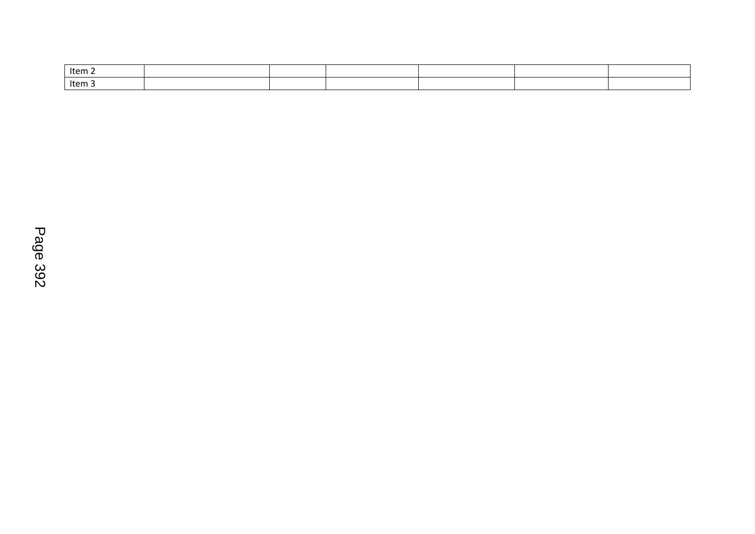| | | | | | | |
|---|---|---|---|---|---|---|
| Item 2 | | | | | | |
| Item 3 | | | | | | |